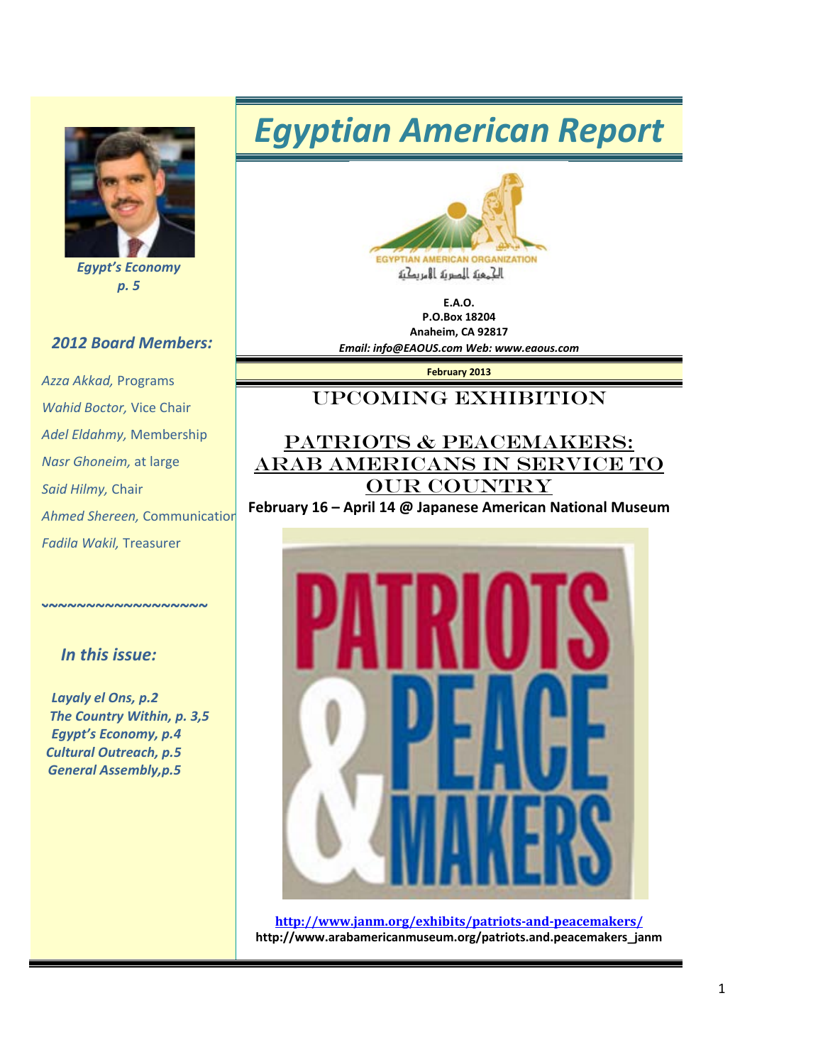# Egyptian American Report

EGYPTIAN AMERICAN ORGANIZATION
الجمعية المصرية الأمريكية

**E.A.O.**
**P.O.Box 18204**
**Anaheim, CA 92817**
***Email: info@EAOUS.com Web: www.eaous.com***

**February 2013**

*Egypt's Economy*
*p. 5*

## *2012 Board Members:*

*Azza Akkad,* Programs
*Wahid Boctor,* Vice Chair
*Adel Eldahmy,* Membership
*Nasr Ghoneim,* at large
*Said Hilmy,* Chair
*Ahmed Shereen,* Communication
*Fadila Wakil,* Treasurer

~~~~~~~~~~~~~~~~~~

## *In this issue:*

*Layaly el Ons, p.2*
*The Country Within, p. 3,5*
*Egypt's Economy, p.4*
*Cultural Outreach, p.5*
*General Assembly,p.5*

## UPCOMING EXHIBITION

## PATRIOTS & PEACEMAKERS: ARAB AMERICANS IN SERVICE TO OUR COUNTRY

**February 16 – April 14 @ Japanese American National Museum**

PATRIOTS & PEACE MAKERS

**http://www.janm.org/exhibits/patriots-and-peacemakers/**
**http://www.arabamericanmuseum.org/patriots.and.peacemakers_janm**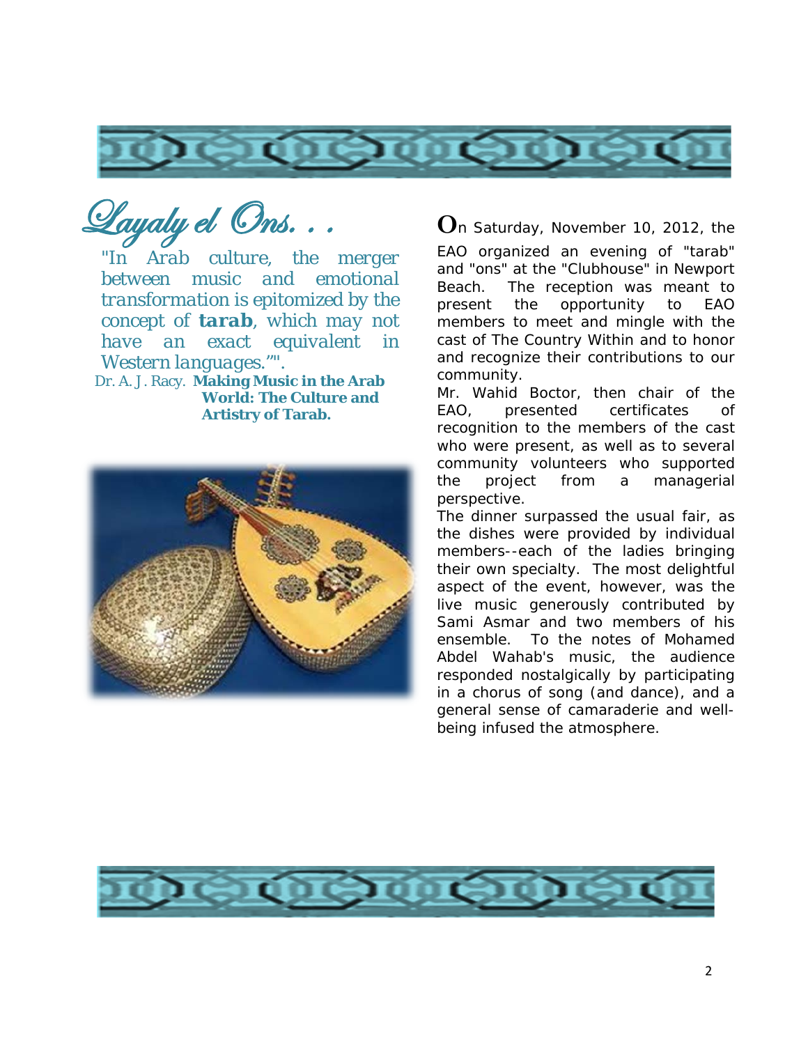# Layaly el Ons. . .

*"In Arab culture, the merger between music and emotional transformation is epitomized by the concept of* ***tarab****, which may not have an exact equivalent in Western languages."".*

Dr. A. J. Racy. **Making Music in the Arab World: The Culture and Artistry of Tarab.**

**O**n Saturday, November 10, 2012, the EAO organized an evening of "tarab" and "ons" at the "Clubhouse" in Newport Beach. The reception was meant to present the opportunity to EAO members to meet and mingle with the cast of The Country Within and to honor and recognize their contributions to our community.

Mr. Wahid Boctor, then chair of the EAO, presented certificates of recognition to the members of the cast who were present, as well as to several community volunteers who supported the project from a managerial perspective.

The dinner surpassed the usual fair, as the dishes were provided by individual members--each of the ladies bringing their own specialty. The most delightful aspect of the event, however, was the live music generously contributed by Sami Asmar and two members of his ensemble. To the notes of Mohamed Abdel Wahab's music, the audience responded nostalgically by participating in a chorus of song (and dance), and a general sense of camaraderie and well-being infused the atmosphere.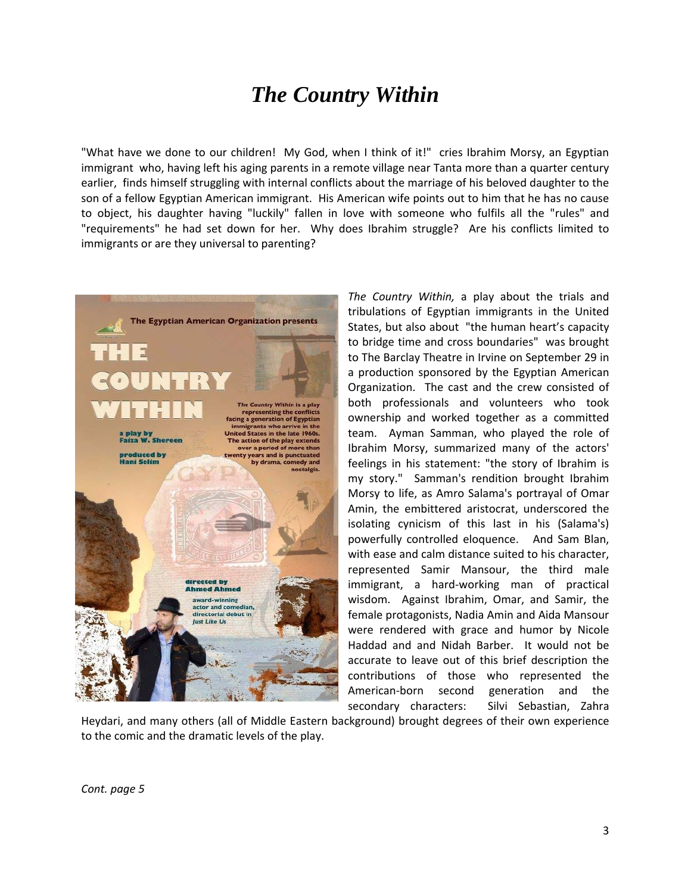# *The Country Within*

"What have we done to our children! My God, when I think of it!" cries Ibrahim Morsy, an Egyptian immigrant who, having left his aging parents in a remote village near Tanta more than a quarter century earlier, finds himself struggling with internal conflicts about the marriage of his beloved daughter to the son of a fellow Egyptian American immigrant. His American wife points out to him that he has no cause to object, his daughter having "luckily" fallen in love with someone who fulfils all the "rules" and "requirements" he had set down for her. Why does Ibrahim struggle? Are his conflicts limited to immigrants or are they universal to parenting?

*The Country Within,* a play about the trials and tribulations of Egyptian immigrants in the United States, but also about "the human heart's capacity to bridge time and cross boundaries" was brought to The Barclay Theatre in Irvine on September 29 in a production sponsored by the Egyptian American Organization. The cast and the crew consisted of both professionals and volunteers who took ownership and worked together as a committed team. Ayman Samman, who played the role of Ibrahim Morsy, summarized many of the actors' feelings in his statement: "the story of Ibrahim is my story." Samman's rendition brought Ibrahim Morsy to life, as Amro Salama's portrayal of Omar Amin, the embittered aristocrat, underscored the isolating cynicism of this last in his (Salama's) powerfully controlled eloquence. And Sam Blan, with ease and calm distance suited to his character, represented Samir Mansour, the third male immigrant, a hard-working man of practical wisdom. Against Ibrahim, Omar, and Samir, the female protagonists, Nadia Amin and Aida Mansour were rendered with grace and humor by Nicole Haddad and and Nidah Barber. It would not be accurate to leave out of this brief description the contributions of those who represented the American-born second generation and the secondary characters: Silvi Sebastian, Zahra Heydari, and many others (all of Middle Eastern background) brought degrees of their own experience to the comic and the dramatic levels of the play.

*Cont. page 5*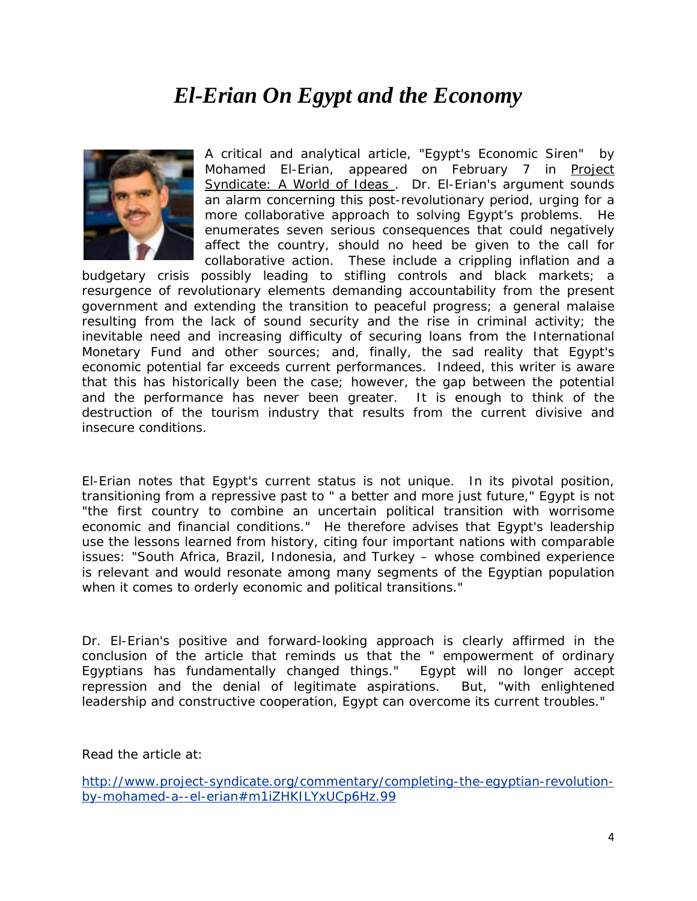# *El-Erian On Egypt and the Economy*

A critical and analytical article, "Egypt's Economic Siren" by Mohamed El-Erian, appeared on February 7 in Project Syndicate: A World of Ideas . Dr. El-Erian's argument sounds an alarm concerning this post-revolutionary period, urging for a more collaborative approach to solving Egypt's problems. He enumerates seven serious consequences that could negatively affect the country, should no heed be given to the call for collaborative action. These include a crippling inflation and a budgetary crisis possibly leading to stifling controls and black markets; a resurgence of revolutionary elements demanding accountability from the present government and extending the transition to peaceful progress; a general malaise resulting from the lack of sound security and the rise in criminal activity; the inevitable need and increasing difficulty of securing loans from the International Monetary Fund and other sources; and, finally, the sad reality that Egypt's economic potential far exceeds current performances. Indeed, this writer is aware that this has historically been the case; however, the gap between the potential and the performance has never been greater. It is enough to think of the destruction of the tourism industry that results from the current divisive and insecure conditions.

El-Erian notes that Egypt's current status is not unique. In its pivotal position, transitioning from a repressive past to " a better and more just future," Egypt is not "the first country to combine an uncertain political transition with worrisome economic and financial conditions." He therefore advises that Egypt's leadership use the lessons learned from history, citing four important nations with comparable issues: "South Africa, Brazil, Indonesia, and Turkey – whose combined experience is relevant and would resonate among many segments of the Egyptian population when it comes to orderly economic and political transitions."

Dr. El-Erian's positive and forward-looking approach is clearly affirmed in the conclusion of the article that reminds us that the " empowerment of ordinary Egyptians has fundamentally changed things." Egypt will no longer accept repression and the denial of legitimate aspirations. But, "with enlightened leadership and constructive cooperation, Egypt can overcome its current troubles."

Read the article at:

http://www.project-syndicate.org/commentary/completing-the-egyptian-revolution-by-mohamed-a--el-erian#m1iZHKILYxUCp6Hz.99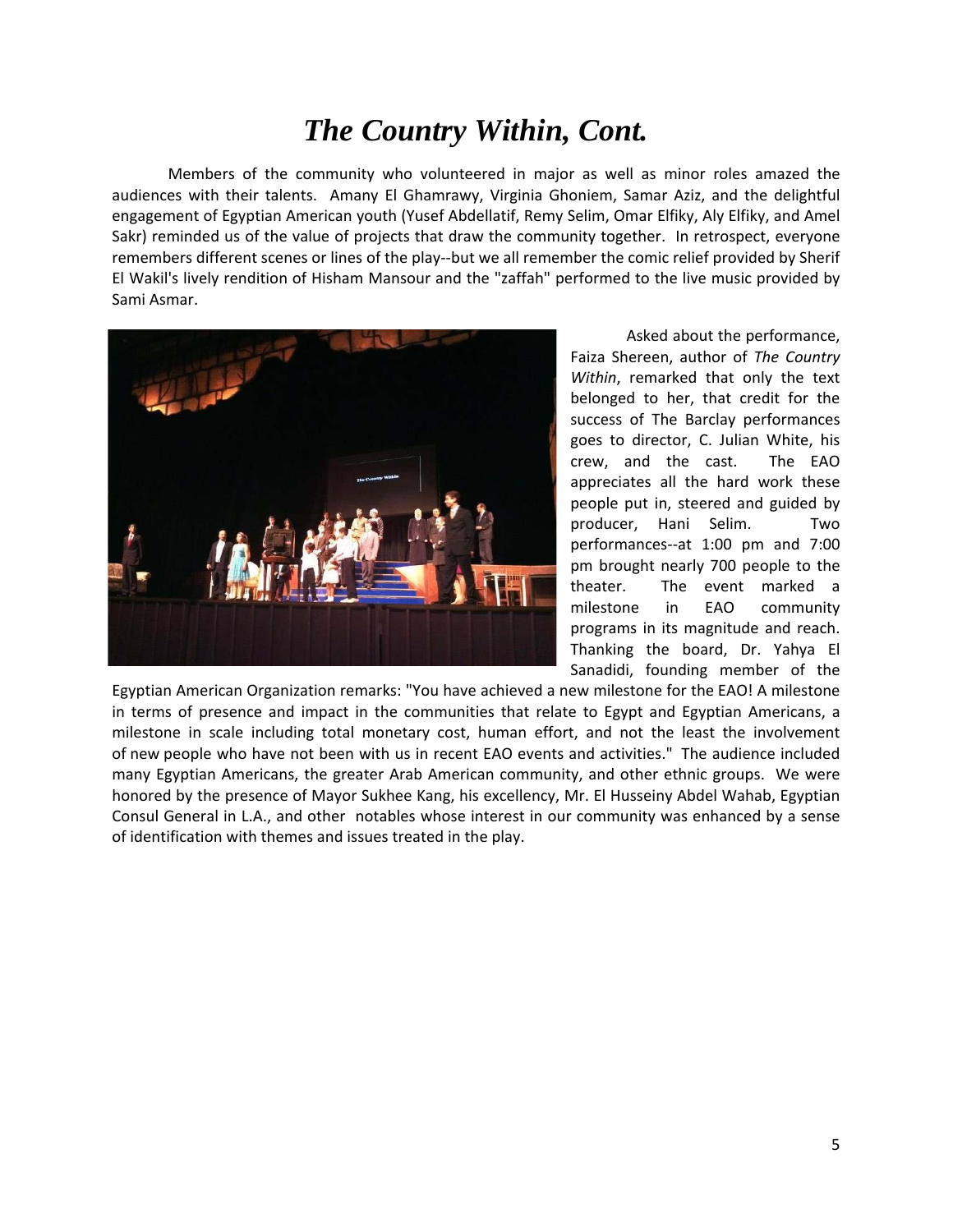# *The Country Within, Cont.*

Members of the community who volunteered in major as well as minor roles amazed the audiences with their talents. Amany El Ghamrawy, Virginia Ghoniem, Samar Aziz, and the delightful engagement of Egyptian American youth (Yusef Abdellatif, Remy Selim, Omar Elfiky, Aly Elfiky, and Amel Sakr) reminded us of the value of projects that draw the community together. In retrospect, everyone remembers different scenes or lines of the play--but we all remember the comic relief provided by Sherif El Wakil's lively rendition of Hisham Mansour and the "zaffah" performed to the live music provided by Sami Asmar.

Asked about the performance, Faiza Shereen, author of *The Country Within*, remarked that only the text belonged to her, that credit for the success of The Barclay performances goes to director, C. Julian White, his crew, and the cast. The EAO appreciates all the hard work these people put in, steered and guided by producer, Hani Selim. Two performances--at 1:00 pm and 7:00 pm brought nearly 700 people to the theater. The event marked a milestone in EAO community programs in its magnitude and reach. Thanking the board, Dr. Yahya El Sanadidi, founding member of the Egyptian American Organization remarks: "You have achieved a new milestone for the EAO! A milestone in terms of presence and impact in the communities that relate to Egypt and Egyptian Americans, a milestone in scale including total monetary cost, human effort, and not the least the involvement of new people who have not been with us in recent EAO events and activities." The audience included many Egyptian Americans, the greater Arab American community, and other ethnic groups. We were honored by the presence of Mayor Sukhee Kang, his excellency, Mr. El Husseiny Abdel Wahab, Egyptian Consul General in L.A., and other notables whose interest in our community was enhanced by a sense of identification with themes and issues treated in the play.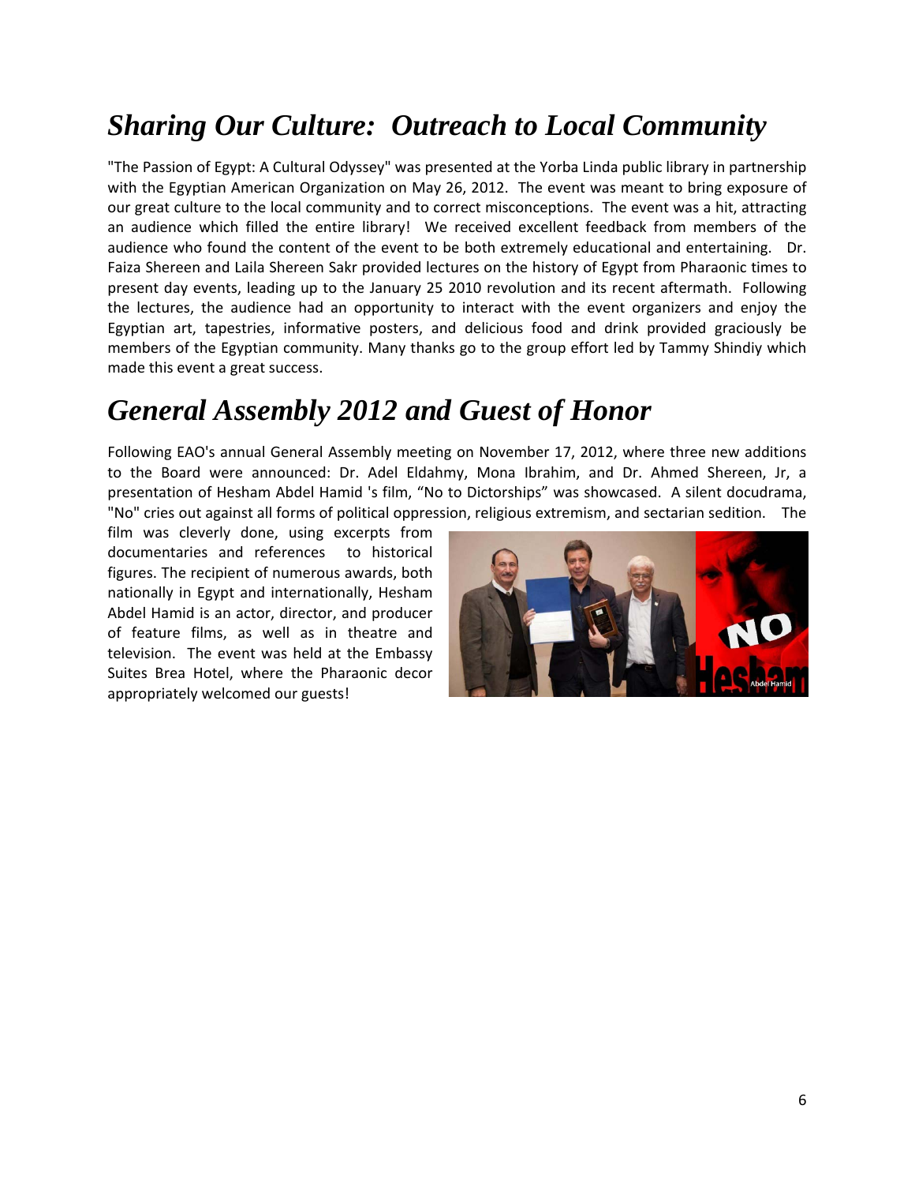## *Sharing Our Culture: Outreach to Local Community*

"The Passion of Egypt: A Cultural Odyssey" was presented at the Yorba Linda public library in partnership with the Egyptian American Organization on May 26, 2012. The event was meant to bring exposure of our great culture to the local community and to correct misconceptions. The event was a hit, attracting an audience which filled the entire library! We received excellent feedback from members of the audience who found the content of the event to be both extremely educational and entertaining. Dr. Faiza Shereen and Laila Shereen Sakr provided lectures on the history of Egypt from Pharaonic times to present day events, leading up to the January 25 2010 revolution and its recent aftermath. Following the lectures, the audience had an opportunity to interact with the event organizers and enjoy the Egyptian art, tapestries, informative posters, and delicious food and drink provided graciously be members of the Egyptian community. Many thanks go to the group effort led by Tammy Shindiy which made this event a great success.

## *General Assembly 2012 and Guest of Honor*

Following EAO's annual General Assembly meeting on November 17, 2012, where three new additions to the Board were announced: Dr. Adel Eldahmy, Mona Ibrahim, and Dr. Ahmed Shereen, Jr, a presentation of Hesham Abdel Hamid 's film, "No to Dictorships" was showcased. A silent docudrama, "No" cries out against all forms of political oppression, religious extremism, and sectarian sedition. The film was cleverly done, using excerpts from documentaries and references to historical figures. The recipient of numerous awards, both nationally in Egypt and internationally, Hesham Abdel Hamid is an actor, director, and producer of feature films, as well as in theatre and television. The event was held at the Embassy Suites Brea Hotel, where the Pharaonic decor appropriately welcomed our guests!